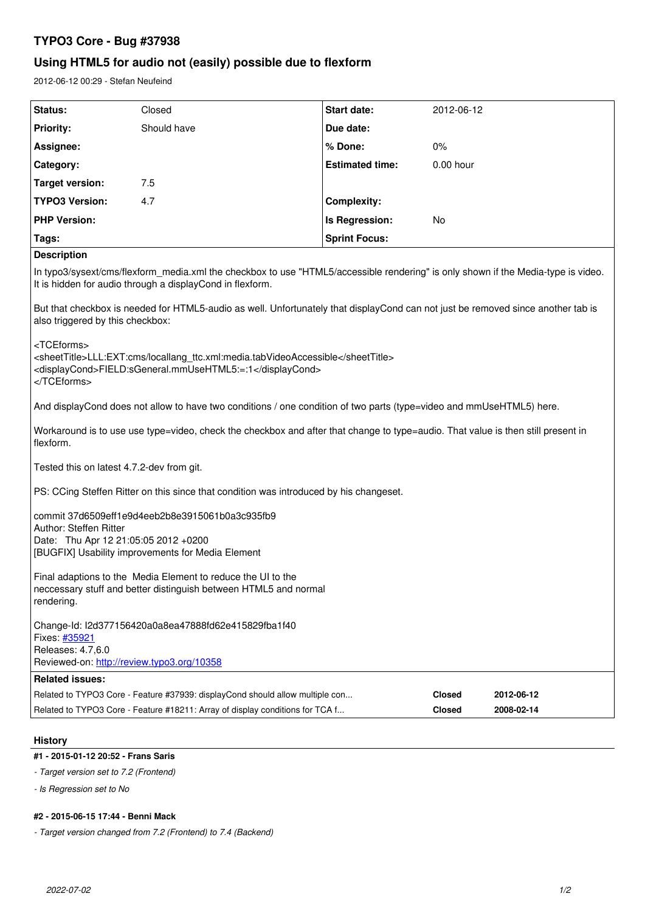# TYPO3 Core - Bug #37938

## Using HTML5 for audio not (easily) possible due to flexform

2012-06-12 00:29 - Stefan Neufeind

| **Status:** | Closed | **Start date:** | 2012-06-12 |
|---|---|---|---|
| **Priority:** | Should have | **Due date:** | |
| **Assignee:** | | **% Done:** | 0% |
| **Category:** | | **Estimated time:** | 0.00 hour |
| **Target version:** | 7.5 | | |
| **TYPO3 Version:** | 4.7 | **Complexity:** | |
| **PHP Version:** | | **Is Regression:** | No |
| **Tags:** | | **Sprint Focus:** | |

**Description**

In typo3/sysext/cms/flexform_media.xml the checkbox to use "HTML5/accessible rendering" is only shown if the Media-type is video. It is hidden for audio through a displayCond in flexform.

But that checkbox is needed for HTML5-audio as well. Unfortunately that displayCond can not just be removed since another tab is also triggered by this checkbox:

```
<TCEforms>
<sheetTitle>LLL:EXT:cms/locallang_ttc.xml:media.tabVideoAccessible</sheetTitle>
<displayCond>FIELD:sGeneral.mmUseHTML5:=:1</displayCond>
</TCEforms>
```

And displayCond does not allow to have two conditions / one condition of two parts (type=video and mmUseHTML5) here.

Workaround is to use use type=video, check the checkbox and after that change to type=audio. That value is then still present in flexform.

Tested this on latest 4.7.2-dev from git.

PS: CCing Steffen Ritter on this since that condition was introduced by his changeset.

commit 37d6509eff1e9d4eeb2b8e3915061b0a3c935fb9
Author: Steffen Ritter
Date: Thu Apr 12 21:05:05 2012 +0200
[BUGFIX] Usability improvements for Media Element

Final adaptions to the Media Element to reduce the UI to the
neccessary stuff and better distinguish between HTML5 and normal
rendering.

Change-Id: I2d377156420a0a8ea47888fd62e415829fba1f40
Fixes: #35921
Releases: 4.7,6.0
Reviewed-on: http://review.typo3.org/10358

**Related issues:**

| | | |
|---|---|---|
| Related to TYPO3 Core - Feature #37939: displayCond should allow multiple con... | **Closed** | **2012-06-12** |
| Related to TYPO3 Core - Feature #18211: Array of display conditions for TCA f... | **Closed** | **2008-02-14** |

### History

**#1 - 2015-01-12 20:52 - Frans Saris**

- *Target version set to 7.2 (Frontend)*
- *Is Regression set to No*

**#2 - 2015-06-15 17:44 - Benni Mack**

- *Target version changed from 7.2 (Frontend) to 7.4 (Backend)*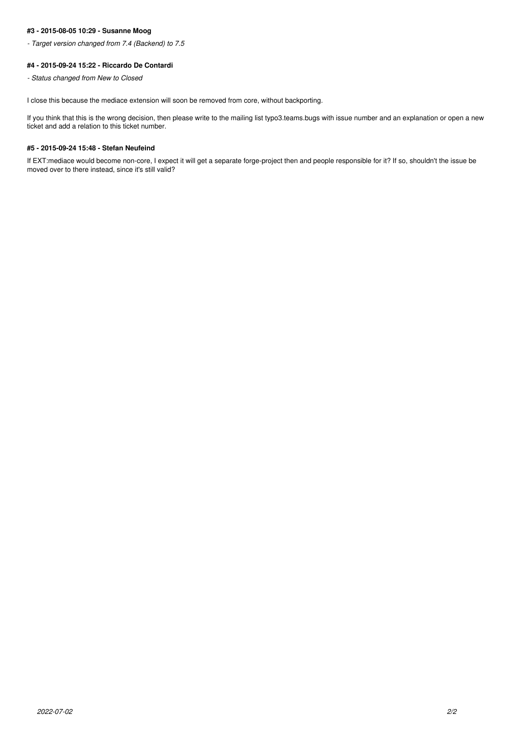#### #3 - 2015-08-05 10:29 - Susanne Moog

*- Target version changed from 7.4 (Backend) to 7.5*

#### #4 - 2015-09-24 15:22 - Riccardo De Contardi

*- Status changed from New to Closed*

I close this because the mediace extension will soon be removed from core, without backporting.

If you think that this is the wrong decision, then please write to the mailing list typo3.teams.bugs with issue number and an explanation or open a new ticket and add a relation to this ticket number.

#### #5 - 2015-09-24 15:48 - Stefan Neufeind

If EXT:mediace would become non-core, I expect it will get a separate forge-project then and people responsible for it? If so, shouldn't the issue be moved over to there instead, since it's still valid?